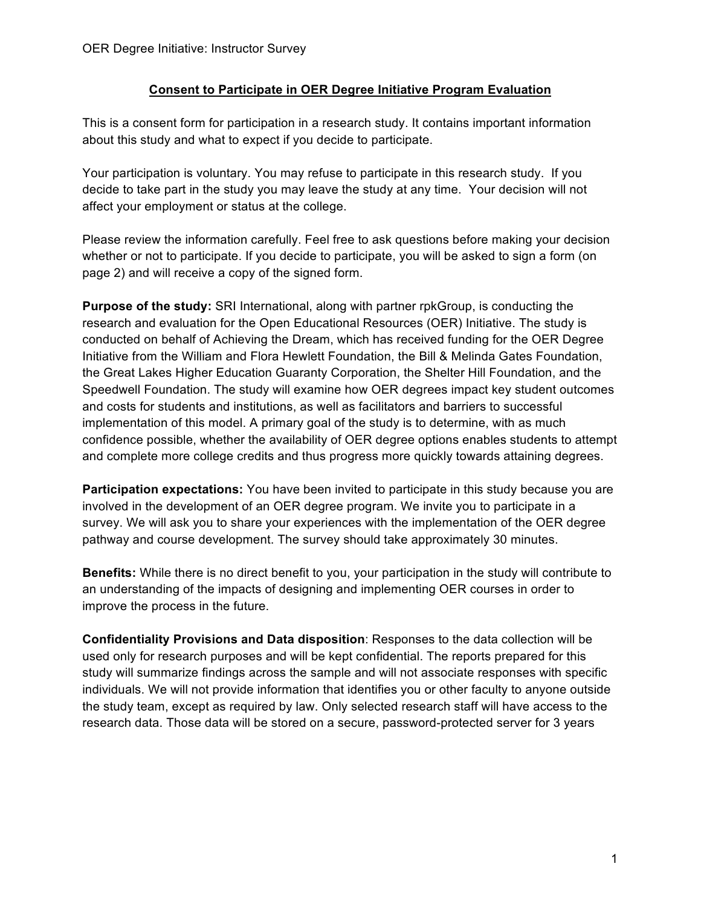OER Degree Initiative: Instructor Survey

## Consent to Participate in OER Degree Initiative Program Evaluation

This is a consent form for participation in a research study. It contains important information about this study and what to expect if you decide to participate.

Your participation is voluntary. You may refuse to participate in this research study. If you decide to take part in the study you may leave the study at any time. Your decision will not affect your employment or status at the college.

Please review the information carefully. Feel free to ask questions before making your decision whether or not to participate. If you decide to participate, you will be asked to sign a form (on page 2) and will receive a copy of the signed form.

**Purpose of the study:** SRI International, along with partner rpkGroup, is conducting the research and evaluation for the Open Educational Resources (OER) Initiative. The study is conducted on behalf of Achieving the Dream, which has received funding for the OER Degree Initiative from the William and Flora Hewlett Foundation, the Bill & Melinda Gates Foundation, the Great Lakes Higher Education Guaranty Corporation, the Shelter Hill Foundation, and the Speedwell Foundation. The study will examine how OER degrees impact key student outcomes and costs for students and institutions, as well as facilitators and barriers to successful implementation of this model. A primary goal of the study is to determine, with as much confidence possible, whether the availability of OER degree options enables students to attempt and complete more college credits and thus progress more quickly towards attaining degrees.

**Participation expectations:** You have been invited to participate in this study because you are involved in the development of an OER degree program. We invite you to participate in a survey. We will ask you to share your experiences with the implementation of the OER degree pathway and course development. The survey should take approximately 30 minutes.

**Benefits:** While there is no direct benefit to you, your participation in the study will contribute to an understanding of the impacts of designing and implementing OER courses in order to improve the process in the future.

**Confidentiality Provisions and Data disposition**: Responses to the data collection will be used only for research purposes and will be kept confidential. The reports prepared for this study will summarize findings across the sample and will not associate responses with specific individuals. We will not provide information that identifies you or other faculty to anyone outside the study team, except as required by law. Only selected research staff will have access to the research data. Those data will be stored on a secure, password-protected server for 3 years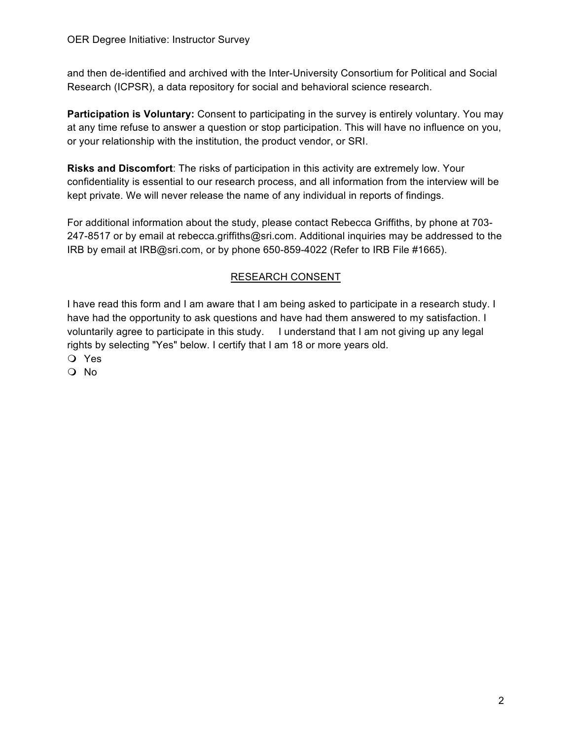and then de-identified and archived with the Inter-University Consortium for Political and Social Research (ICPSR), a data repository for social and behavioral science research.

**Participation is Voluntary:** Consent to participating in the survey is entirely voluntary. You may at any time refuse to answer a question or stop participation. This will have no influence on you, or your relationship with the institution, the product vendor, or SRI.

**Risks and Discomfort**: The risks of participation in this activity are extremely low. Your confidentiality is essential to our research process, and all information from the interview will be kept private. We will never release the name of any individual in reports of findings.

For additional information about the study, please contact Rebecca Griffiths, by phone at 703-247-8517 or by email at rebecca.griffiths@sri.com. Additional inquiries may be addressed to the IRB by email at IRB@sri.com, or by phone 650-859-4022 (Refer to IRB File #1665).

RESEARCH CONSENT

I have read this form and I am aware that I am being asked to participate in a research study. I have had the opportunity to ask questions and have had them answered to my satisfaction. I voluntarily agree to participate in this study. I understand that I am not giving up any legal rights by selecting "Yes" below. I certify that I am 18 or more years old.

- ❍ Yes
- ❍ No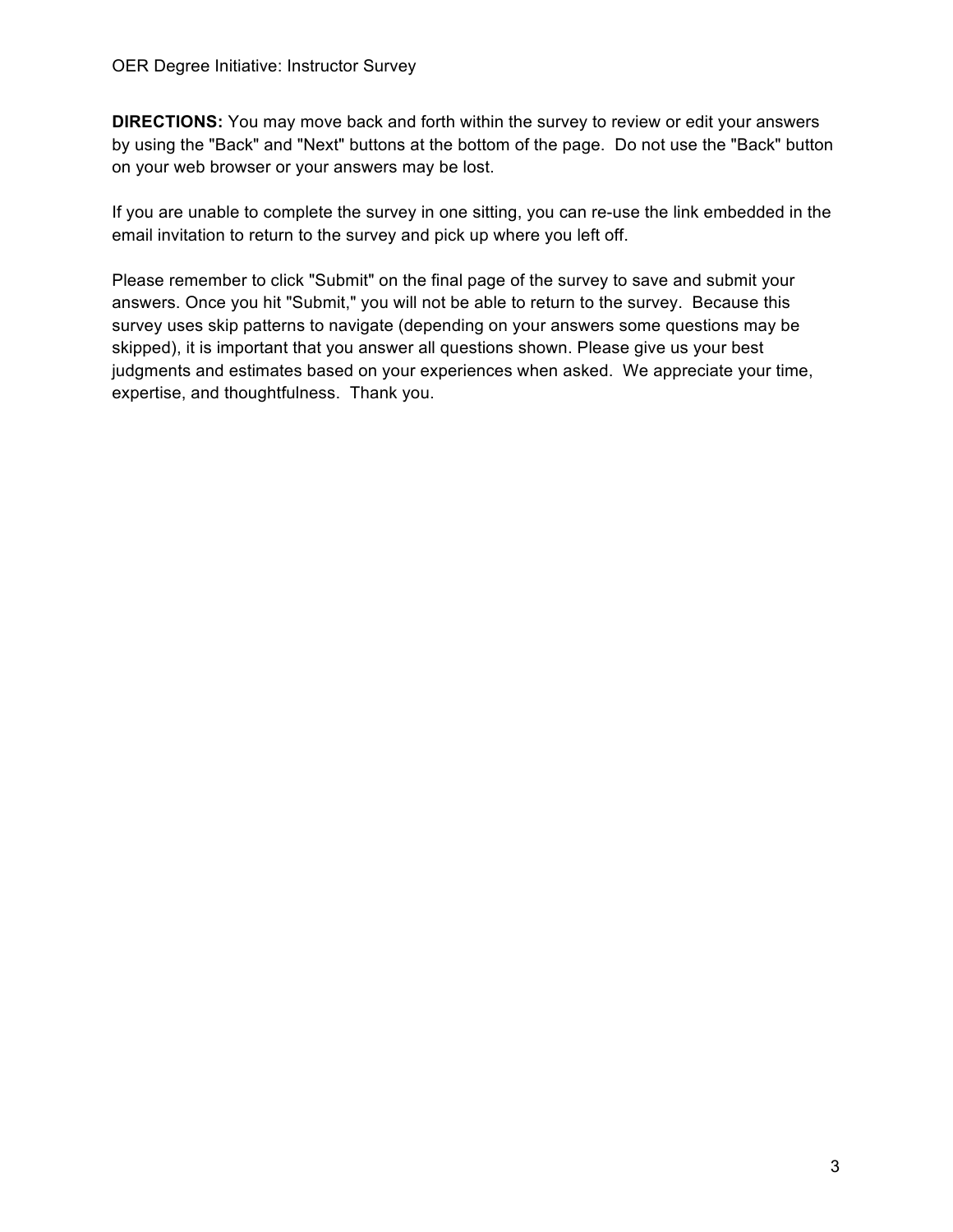**DIRECTIONS:** You may move back and forth within the survey to review or edit your answers by using the "Back" and "Next" buttons at the bottom of the page. Do not use the "Back" button on your web browser or your answers may be lost.

If you are unable to complete the survey in one sitting, you can re-use the link embedded in the email invitation to return to the survey and pick up where you left off.

Please remember to click "Submit" on the final page of the survey to save and submit your answers. Once you hit "Submit," you will not be able to return to the survey. Because this survey uses skip patterns to navigate (depending on your answers some questions may be skipped), it is important that you answer all questions shown. Please give us your best judgments and estimates based on your experiences when asked. We appreciate your time, expertise, and thoughtfulness. Thank you.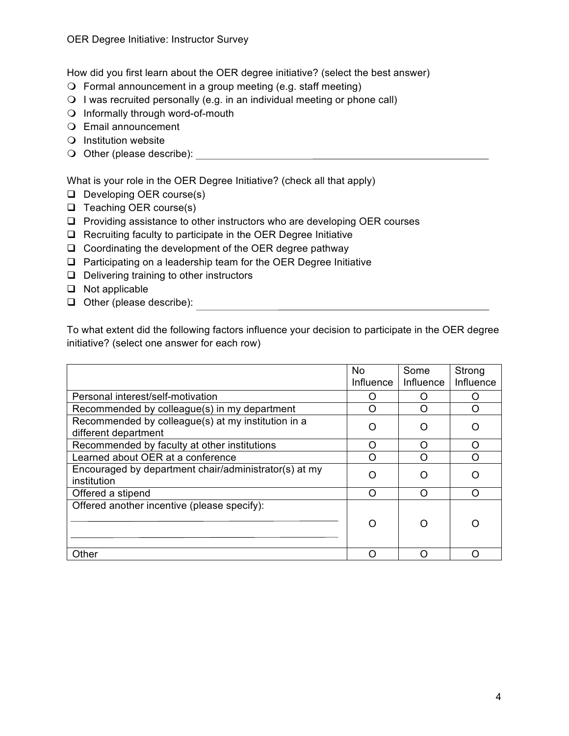How did you first learn about the OER degree initiative? (select the best answer)

- ❍ Formal announcement in a group meeting (e.g. staff meeting)
- ❍ I was recruited personally (e.g. in an individual meeting or phone call)
- ❍ Informally through word-of-mouth
- ❍ Email announcement
- ❍ Institution website
- ❍ Other (please describe): ______________________________

What is your role in the OER Degree Initiative? (check all that apply)

- ❑ Developing OER course(s)
- ❑ Teaching OER course(s)
- ❑ Providing assistance to other instructors who are developing OER courses
- ❑ Recruiting faculty to participate in the OER Degree Initiative
- ❑ Coordinating the development of the OER degree pathway
- ❑ Participating on a leadership team for the OER Degree Initiative
- ❑ Delivering training to other instructors
- ❑ Not applicable
- ❑ Other (please describe): ______________________________

To what extent did the following factors influence your decision to participate in the OER degree initiative? (select one answer for each row)

| | No Influence | Some Influence | Strong Influence |
|---|---|---|---|
| Personal interest/self-motivation | O | O | O |
| Recommended by colleague(s) in my department | O | O | O |
| Recommended by colleague(s) at my institution in a different department | O | O | O |
| Recommended by faculty at other institutions | O | O | O |
| Learned about OER at a conference | O | O | O |
| Encouraged by department chair/administrator(s) at my institution | O | O | O |
| Offered a stipend | O | O | O |
| Offered another incentive (please specify): ______________________________ ______________________________ | O | O | O |
| Other | O | O | O |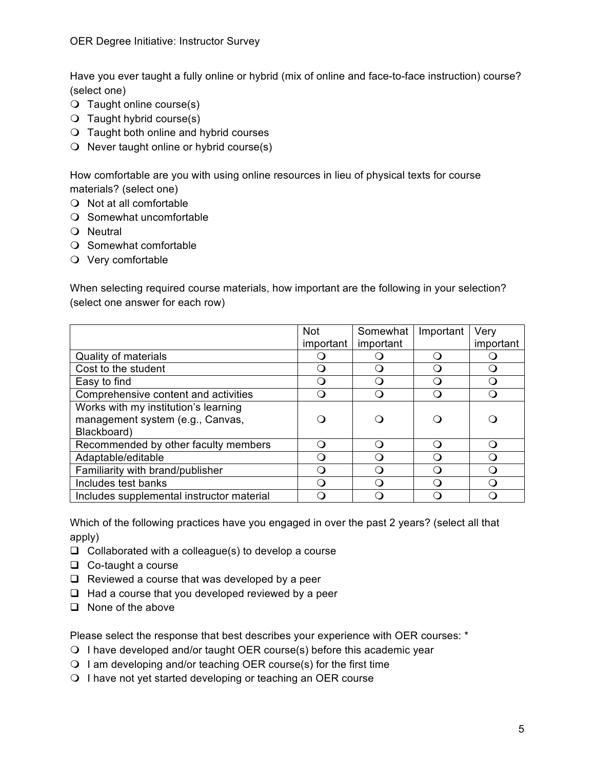Have you ever taught a fully online or hybrid (mix of online and face-to-face instruction) course? (select one)

- ❍ Taught online course(s)
- ❍ Taught hybrid course(s)
- ❍ Taught both online and hybrid courses
- ❍ Never taught online or hybrid course(s)

How comfortable are you with using online resources in lieu of physical texts for course materials? (select one)

- ❍ Not at all comfortable
- ❍ Somewhat uncomfortable
- ❍ Neutral
- ❍ Somewhat comfortable
- ❍ Very comfortable

When selecting required course materials, how important are the following in your selection? (select one answer for each row)

| | Not important | Somewhat important | Important | Very important |
|---|---|---|---|---|
| Quality of materials | ❍ | ❍ | ❍ | ❍ |
| Cost to the student | ❍ | ❍ | ❍ | ❍ |
| Easy to find | ❍ | ❍ | ❍ | ❍ |
| Comprehensive content and activities | ❍ | ❍ | ❍ | ❍ |
| Works with my institution's learning management system (e.g., Canvas, Blackboard) | ❍ | ❍ | ❍ | ❍ |
| Recommended by other faculty members | ❍ | ❍ | ❍ | ❍ |
| Adaptable/editable | ❍ | ❍ | ❍ | ❍ |
| Familiarity with brand/publisher | ❍ | ❍ | ❍ | ❍ |
| Includes test banks | ❍ | ❍ | ❍ | ❍ |
| Includes supplemental instructor material | ❍ | ❍ | ❍ | ❍ |

Which of the following practices have you engaged in over the past 2 years? (select all that apply)

- ❑ Collaborated with a colleague(s) to develop a course
- ❑ Co-taught a course
- ❑ Reviewed a course that was developed by a peer
- ❑ Had a course that you developed reviewed by a peer
- ❑ None of the above

Please select the response that best describes your experience with OER courses: *

- ❍ I have developed and/or taught OER course(s) before this academic year
- ❍ I am developing and/or teaching OER course(s) for the first time
- ❍ I have not yet started developing or teaching an OER course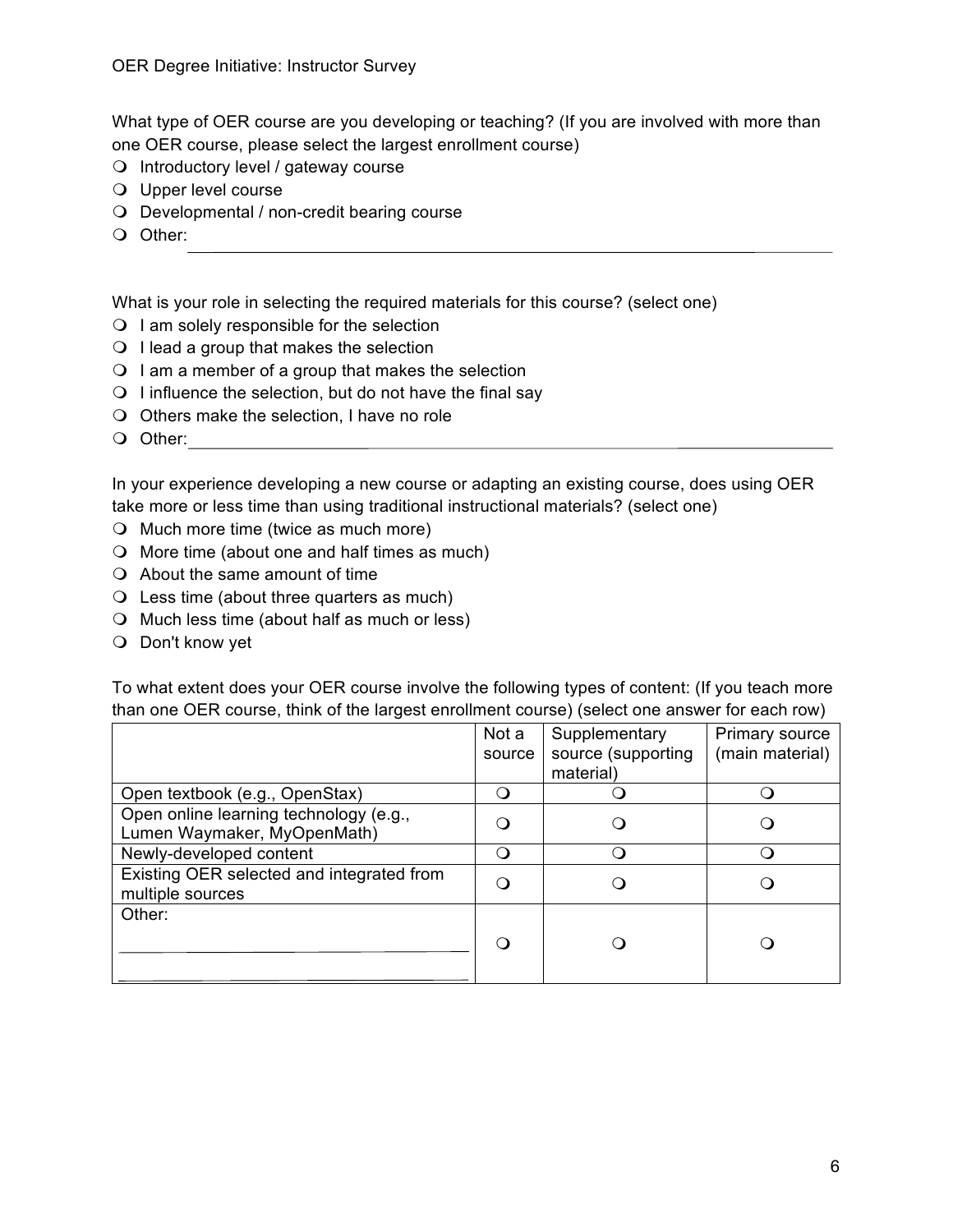What type of OER course are you developing or teaching? (If you are involved with more than one OER course, please select the largest enrollment course)

- ❍ Introductory level / gateway course
- ❍ Upper level course
- ❍ Developmental / non-credit bearing course
- ❍ Other: ______________________________

What is your role in selecting the required materials for this course? (select one)

- ❍ I am solely responsible for the selection
- ❍ I lead a group that makes the selection
- ❍ I am a member of a group that makes the selection
- ❍ I influence the selection, but do not have the final say
- ❍ Others make the selection, I have no role
- ❍ Other: ______________________________

In your experience developing a new course or adapting an existing course, does using OER take more or less time than using traditional instructional materials? (select one)

- ❍ Much more time (twice as much more)
- ❍ More time (about one and half times as much)
- ❍ About the same amount of time
- ❍ Less time (about three quarters as much)
- ❍ Much less time (about half as much or less)
- ❍ Don't know yet

To what extent does your OER course involve the following types of content: (If you teach more than one OER course, think of the largest enrollment course) (select one answer for each row)

| | Not a source | Supplementary source (supporting material) | Primary source (main material) |
|---|---|---|---|
| Open textbook (e.g., OpenStax) | ❍ | ❍ | ❍ |
| Open online learning technology (e.g., Lumen Waymaker, MyOpenMath) | ❍ | ❍ | ❍ |
| Newly-developed content | ❍ | ❍ | ❍ |
| Existing OER selected and integrated from multiple sources | ❍ | ❍ | ❍ |
| Other: ______________________________ | ❍ | ❍ | ❍ |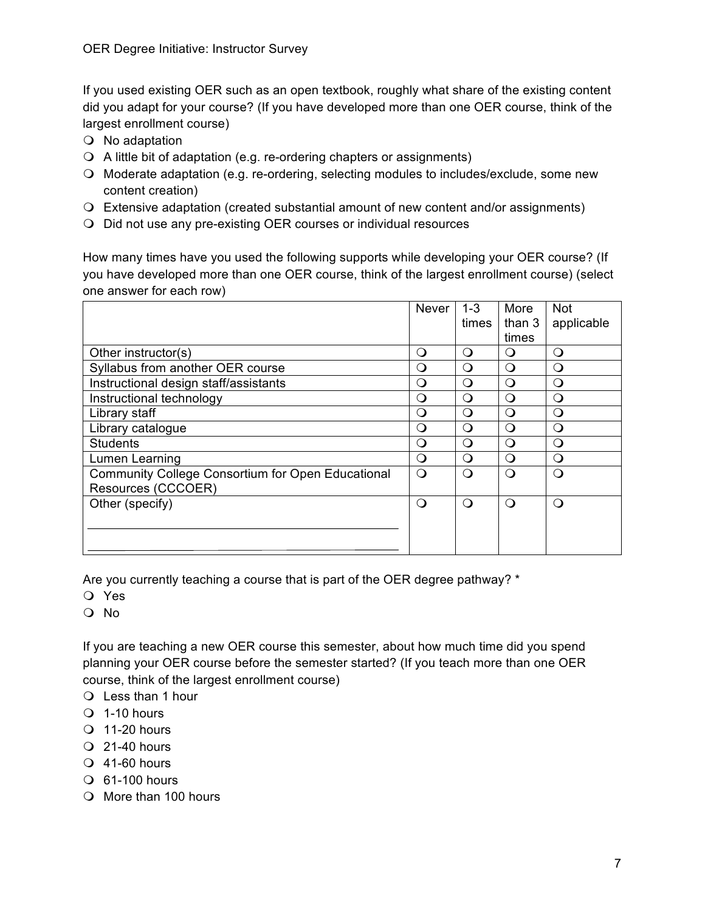If you used existing OER such as an open textbook, roughly what share of the existing content did you adapt for your course? (If you have developed more than one OER course, think of the largest enrollment course)

- ❍ No adaptation
- ❍ A little bit of adaptation (e.g. re-ordering chapters or assignments)
- ❍ Moderate adaptation (e.g. re-ordering, selecting modules to includes/exclude, some new content creation)
- ❍ Extensive adaptation (created substantial amount of new content and/or assignments)
- ❍ Did not use any pre-existing OER courses or individual resources

How many times have you used the following supports while developing your OER course? (If you have developed more than one OER course, think of the largest enrollment course) (select one answer for each row)

| | Never | 1-3 times | More than 3 times | Not applicable |
|---|---|---|---|---|
| Other instructor(s) | ❍ | ❍ | ❍ | ❍ |
| Syllabus from another OER course | ❍ | ❍ | ❍ | ❍ |
| Instructional design staff/assistants | ❍ | ❍ | ❍ | ❍ |
| Instructional technology | ❍ | ❍ | ❍ | ❍ |
| Library staff | ❍ | ❍ | ❍ | ❍ |
| Library catalogue | ❍ | ❍ | ❍ | ❍ |
| Students | ❍ | ❍ | ❍ | ❍ |
| Lumen Learning | ❍ | ❍ | ❍ | ❍ |
| Community College Consortium for Open Educational Resources (CCCOER) | ❍ | ❍ | ❍ | ❍ |
| Other (specify) ____________________ | ❍ | ❍ | ❍ | ❍ |

Are you currently teaching a course that is part of the OER degree pathway? *

- ❍ Yes
- ❍ No

If you are teaching a new OER course this semester, about how much time did you spend planning your OER course before the semester started? (If you teach more than one OER course, think of the largest enrollment course)

- ❍ Less than 1 hour
- ❍ 1-10 hours
- ❍ 11-20 hours
- ❍ 21-40 hours
- ❍ 41-60 hours
- ❍ 61-100 hours
- ❍ More than 100 hours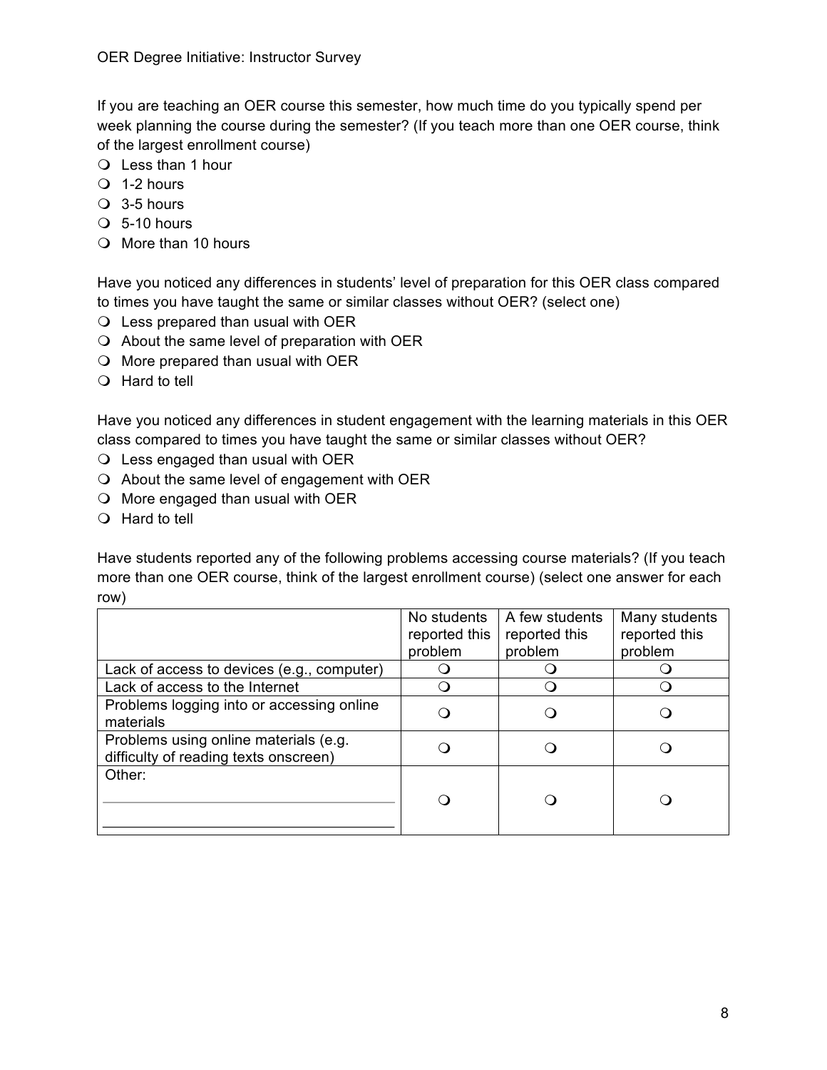If you are teaching an OER course this semester, how much time do you typically spend per week planning the course during the semester? (If you teach more than one OER course, think of the largest enrollment course)

- ❍ Less than 1 hour
- ❍ 1-2 hours
- ❍ 3-5 hours
- ❍ 5-10 hours
- ❍ More than 10 hours

Have you noticed any differences in students' level of preparation for this OER class compared to times you have taught the same or similar classes without OER? (select one)

- ❍ Less prepared than usual with OER
- ❍ About the same level of preparation with OER
- ❍ More prepared than usual with OER
- ❍ Hard to tell

Have you noticed any differences in student engagement with the learning materials in this OER class compared to times you have taught the same or similar classes without OER?

- ❍ Less engaged than usual with OER
- ❍ About the same level of engagement with OER
- ❍ More engaged than usual with OER
- ❍ Hard to tell

Have students reported any of the following problems accessing course materials? (If you teach more than one OER course, think of the largest enrollment course) (select one answer for each row)

| | No students reported this problem | A few students reported this problem | Many students reported this problem |
|---|---|---|---|
| Lack of access to devices (e.g., computer) | ❍ | ❍ | ❍ |
| Lack of access to the Internet | ❍ | ❍ | ❍ |
| Problems logging into or accessing online materials | ❍ | ❍ | ❍ |
| Problems using online materials (e.g. difficulty of reading texts onscreen) | ❍ | ❍ | ❍ |
| Other: ____________________ | ❍ | ❍ | ❍ |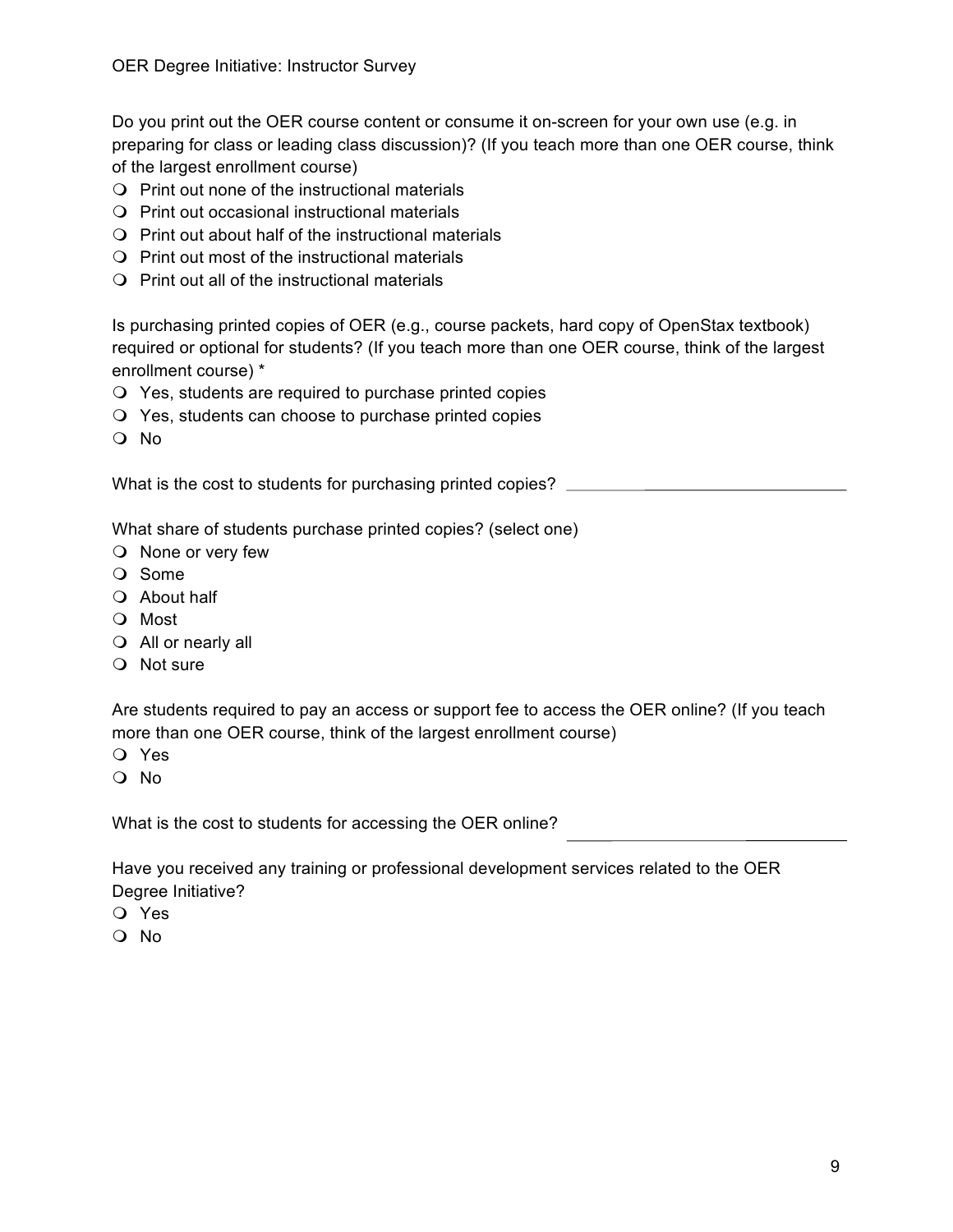Do you print out the OER course content or consume it on-screen for your own use (e.g. in preparing for class or leading class discussion)? (If you teach more than one OER course, think of the largest enrollment course)

- Print out none of the instructional materials
- Print out occasional instructional materials
- Print out about half of the instructional materials
- Print out most of the instructional materials
- Print out all of the instructional materials

Is purchasing printed copies of OER (e.g., course packets, hard copy of OpenStax textbook) required or optional for students? (If you teach more than one OER course, think of the largest enrollment course) *

- Yes, students are required to purchase printed copies
- Yes, students can choose to purchase printed copies
- No

What is the cost to students for purchasing printed copies? ____________________

What share of students purchase printed copies? (select one)

- None or very few
- Some
- About half
- Most
- All or nearly all
- Not sure

Are students required to pay an access or support fee to access the OER online? (If you teach more than one OER course, think of the largest enrollment course)

- Yes
- No

What is the cost to students for accessing the OER online? ____________________

Have you received any training or professional development services related to the OER Degree Initiative?

- Yes
- No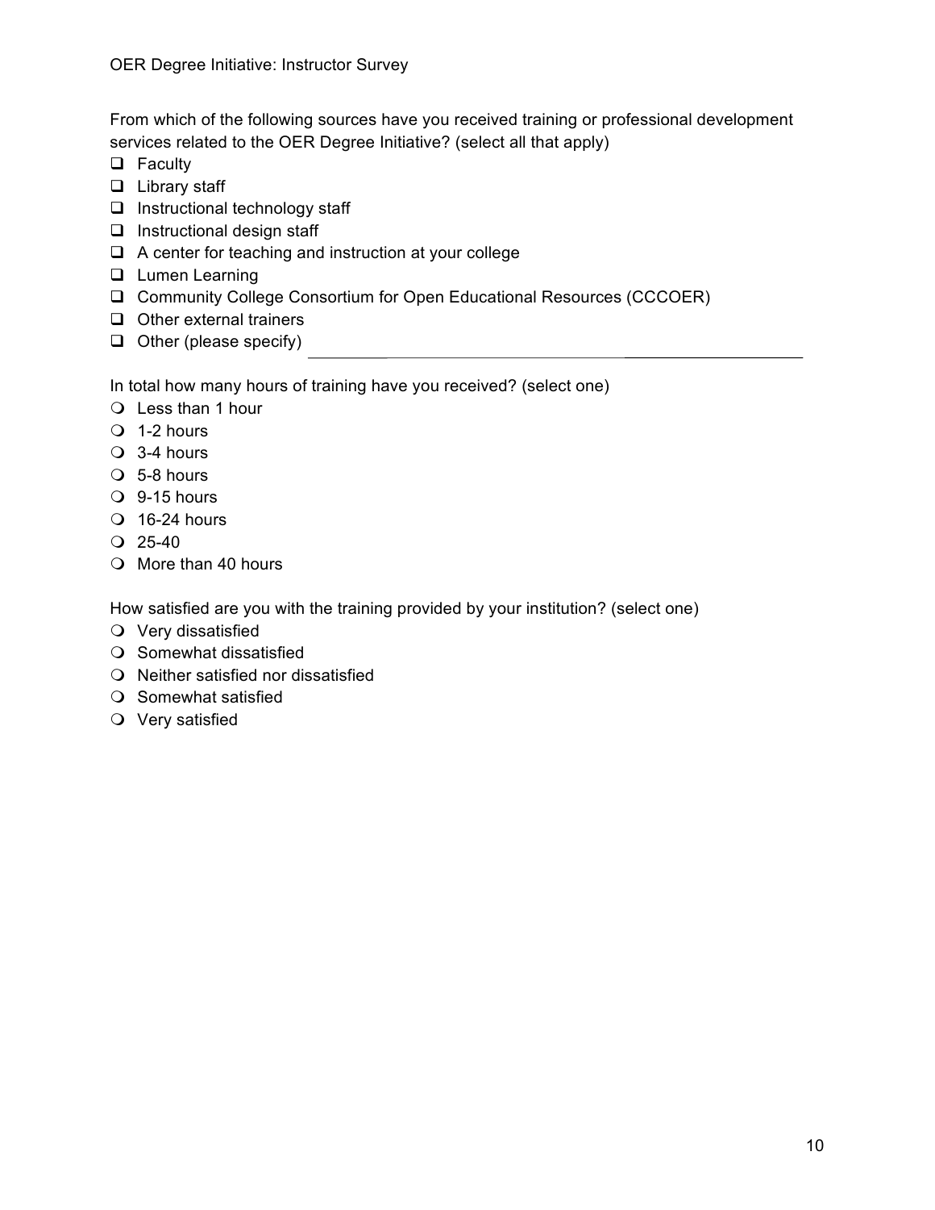From which of the following sources have you received training or professional development services related to the OER Degree Initiative? (select all that apply)

- ❑ Faculty
- ❑ Library staff
- ❑ Instructional technology staff
- ❑ Instructional design staff
- ❑ A center for teaching and instruction at your college
- ❑ Lumen Learning
- ❑ Community College Consortium for Open Educational Resources (CCCOER)
- ❑ Other external trainers
- ❑ Other (please specify) ______________________________

In total how many hours of training have you received? (select one)

- ❍ Less than 1 hour
- ❍ 1-2 hours
- ❍ 3-4 hours
- ❍ 5-8 hours
- ❍ 9-15 hours
- ❍ 16-24 hours
- ❍ 25-40
- ❍ More than 40 hours

How satisfied are you with the training provided by your institution? (select one)

- ❍ Very dissatisfied
- ❍ Somewhat dissatisfied
- ❍ Neither satisfied nor dissatisfied
- ❍ Somewhat satisfied
- ❍ Very satisfied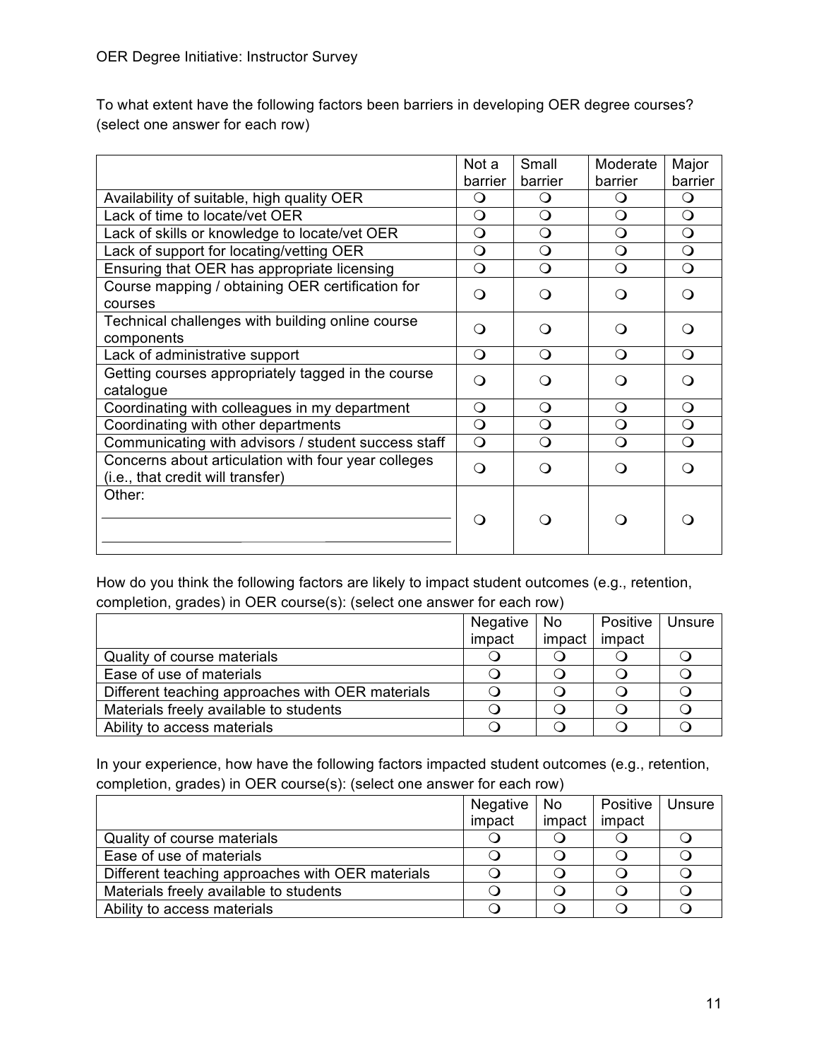To what extent have the following factors been barriers in developing OER degree courses? (select one answer for each row)

| | Not a barrier | Small barrier | Moderate barrier | Major barrier |
|---|---|---|---|---|
| Availability of suitable, high quality OER | ❍ | ❍ | ❍ | ❍ |
| Lack of time to locate/vet OER | ❍ | ❍ | ❍ | ❍ |
| Lack of skills or knowledge to locate/vet OER | ❍ | ❍ | ❍ | ❍ |
| Lack of support for locating/vetting OER | ❍ | ❍ | ❍ | ❍ |
| Ensuring that OER has appropriate licensing | ❍ | ❍ | ❍ | ❍ |
| Course mapping / obtaining OER certification for courses | ❍ | ❍ | ❍ | ❍ |
| Technical challenges with building online course components | ❍ | ❍ | ❍ | ❍ |
| Lack of administrative support | ❍ | ❍ | ❍ | ❍ |
| Getting courses appropriately tagged in the course catalogue | ❍ | ❍ | ❍ | ❍ |
| Coordinating with colleagues in my department | ❍ | ❍ | ❍ | ❍ |
| Coordinating with other departments | ❍ | ❍ | ❍ | ❍ |
| Communicating with advisors / student success staff | ❍ | ❍ | ❍ | ❍ |
| Concerns about articulation with four year colleges (i.e., that credit will transfer) | ❍ | ❍ | ❍ | ❍ |
| Other: ____________________ | ❍ | ❍ | ❍ | ❍ |

How do you think the following factors are likely to impact student outcomes (e.g., retention, completion, grades) in OER course(s): (select one answer for each row)

| | Negative impact | No impact | Positive impact | Unsure |
|---|---|---|---|---|
| Quality of course materials | ❍ | ❍ | ❍ | ❍ |
| Ease of use of materials | ❍ | ❍ | ❍ | ❍ |
| Different teaching approaches with OER materials | ❍ | ❍ | ❍ | ❍ |
| Materials freely available to students | ❍ | ❍ | ❍ | ❍ |
| Ability to access materials | ❍ | ❍ | ❍ | ❍ |

In your experience, how have the following factors impacted student outcomes (e.g., retention, completion, grades) in OER course(s): (select one answer for each row)

| | Negative impact | No impact | Positive impact | Unsure |
|---|---|---|---|---|
| Quality of course materials | ❍ | ❍ | ❍ | ❍ |
| Ease of use of materials | ❍ | ❍ | ❍ | ❍ |
| Different teaching approaches with OER materials | ❍ | ❍ | ❍ | ❍ |
| Materials freely available to students | ❍ | ❍ | ❍ | ❍ |
| Ability to access materials | ❍ | ❍ | ❍ | ❍ |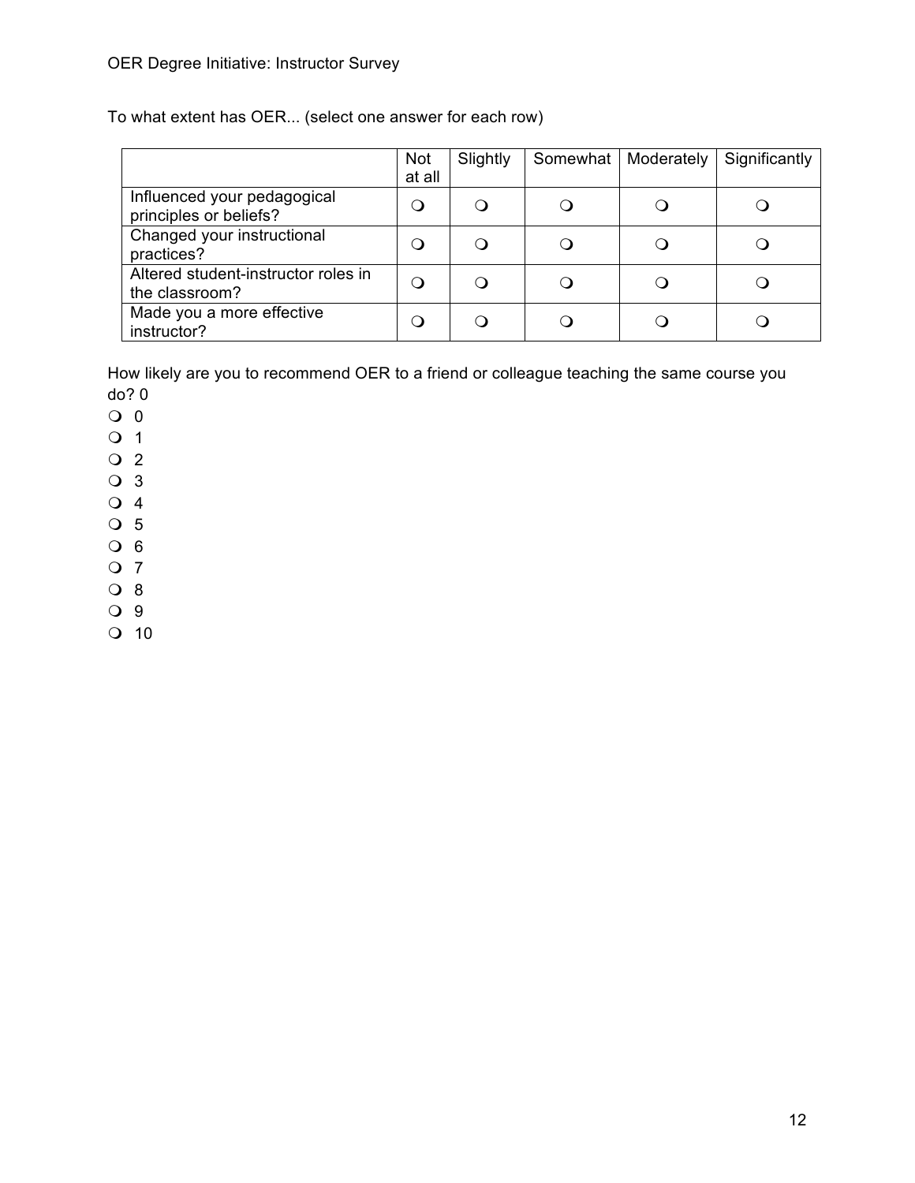To what extent has OER... (select one answer for each row)

| | Not at all | Slightly | Somewhat | Moderately | Significantly |
|---|---|---|---|---|---|
| Influenced your pedagogical principles or beliefs? | ❍ | ❍ | ❍ | ❍ | ❍ |
| Changed your instructional practices? | ❍ | ❍ | ❍ | ❍ | ❍ |
| Altered student-instructor roles in the classroom? | ❍ | ❍ | ❍ | ❍ | ❍ |
| Made you a more effective instructor? | ❍ | ❍ | ❍ | ❍ | ❍ |

How likely are you to recommend OER to a friend or colleague teaching the same course you do? 0

- ❍ 0
- ❍ 1
- ❍ 2
- ❍ 3
- ❍ 4
- ❍ 5
- ❍ 6
- ❍ 7
- ❍ 8
- ❍ 9
- ❍ 10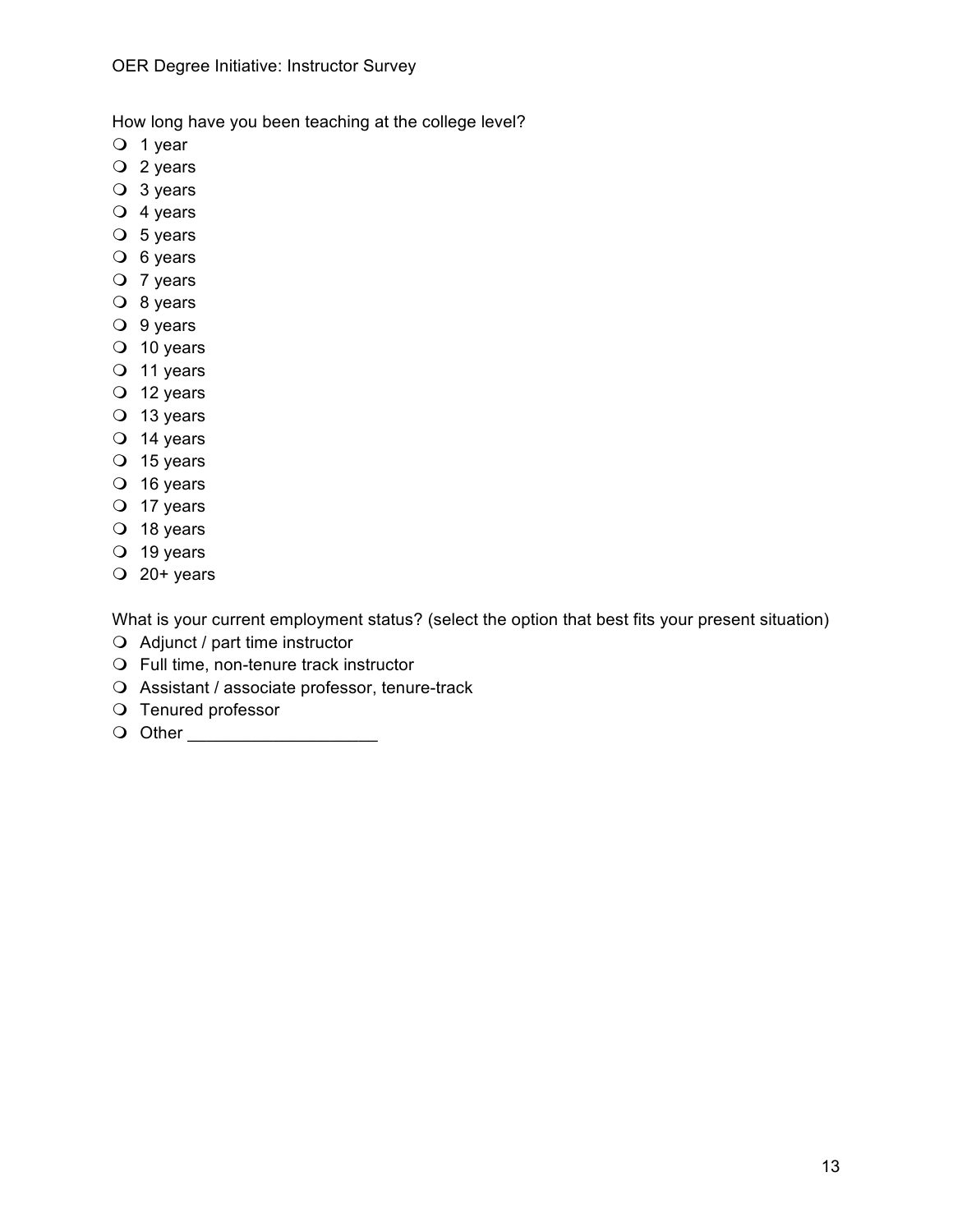How long have you been teaching at the college level?

- 1 year
- 2 years
- 3 years
- 4 years
- 5 years
- 6 years
- 7 years
- 8 years
- 9 years
- 10 years
- 11 years
- 12 years
- 13 years
- 14 years
- 15 years
- 16 years
- 17 years
- 18 years
- 19 years
- 20+ years

What is your current employment status? (select the option that best fits your present situation)

- Adjunct / part time instructor
- Full time, non-tenure track instructor
- Assistant / associate professor, tenure-track
- Tenured professor
- Other ____________________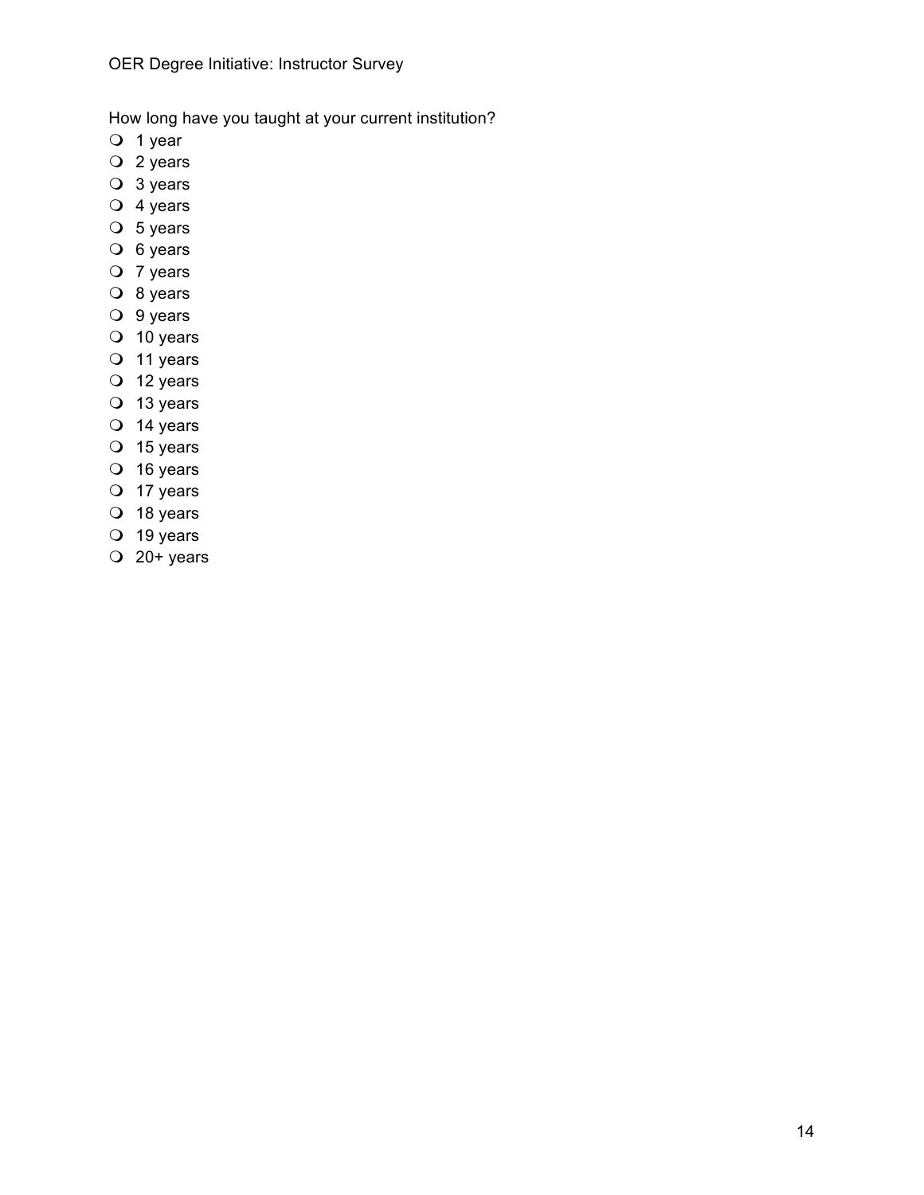How long have you taught at your current institution?

- 1 year
- 2 years
- 3 years
- 4 years
- 5 years
- 6 years
- 7 years
- 8 years
- 9 years
- 10 years
- 11 years
- 12 years
- 13 years
- 14 years
- 15 years
- 16 years
- 17 years
- 18 years
- 19 years
- 20+ years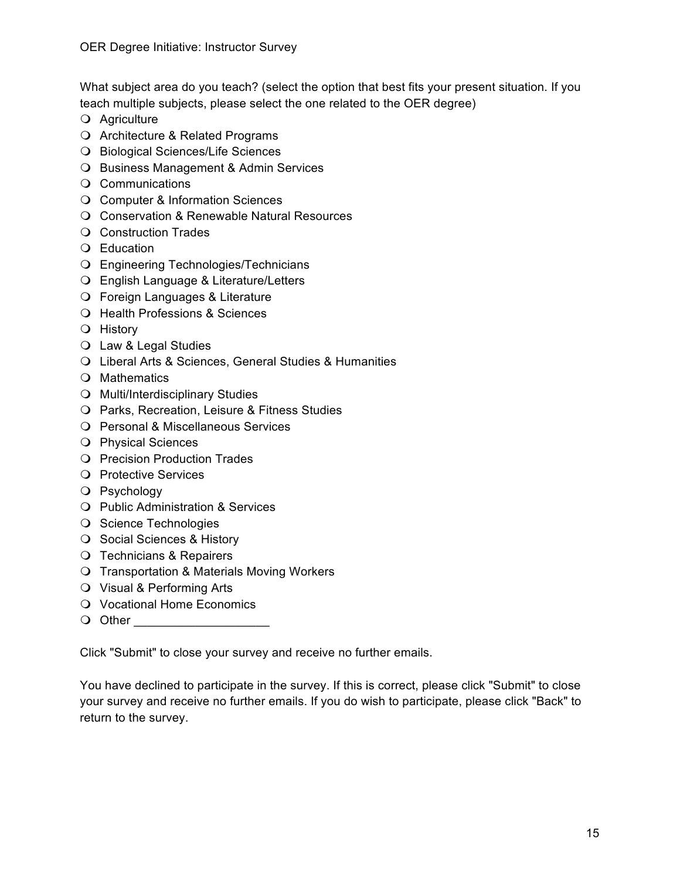What subject area do you teach? (select the option that best fits your present situation. If you teach multiple subjects, please select the one related to the OER degree)

- Agriculture
- Architecture & Related Programs
- Biological Sciences/Life Sciences
- Business Management & Admin Services
- Communications
- Computer & Information Sciences
- Conservation & Renewable Natural Resources
- Construction Trades
- Education
- Engineering Technologies/Technicians
- English Language & Literature/Letters
- Foreign Languages & Literature
- Health Professions & Sciences
- History
- Law & Legal Studies
- Liberal Arts & Sciences, General Studies & Humanities
- Mathematics
- Multi/Interdisciplinary Studies
- Parks, Recreation, Leisure & Fitness Studies
- Personal & Miscellaneous Services
- Physical Sciences
- Precision Production Trades
- Protective Services
- Psychology
- Public Administration & Services
- Science Technologies
- Social Sciences & History
- Technicians & Repairers
- Transportation & Materials Moving Workers
- Visual & Performing Arts
- Vocational Home Economics
- Other ____________________

Click "Submit" to close your survey and receive no further emails.

You have declined to participate in the survey. If this is correct, please click "Submit" to close your survey and receive no further emails. If you do wish to participate, please click "Back" to return to the survey.